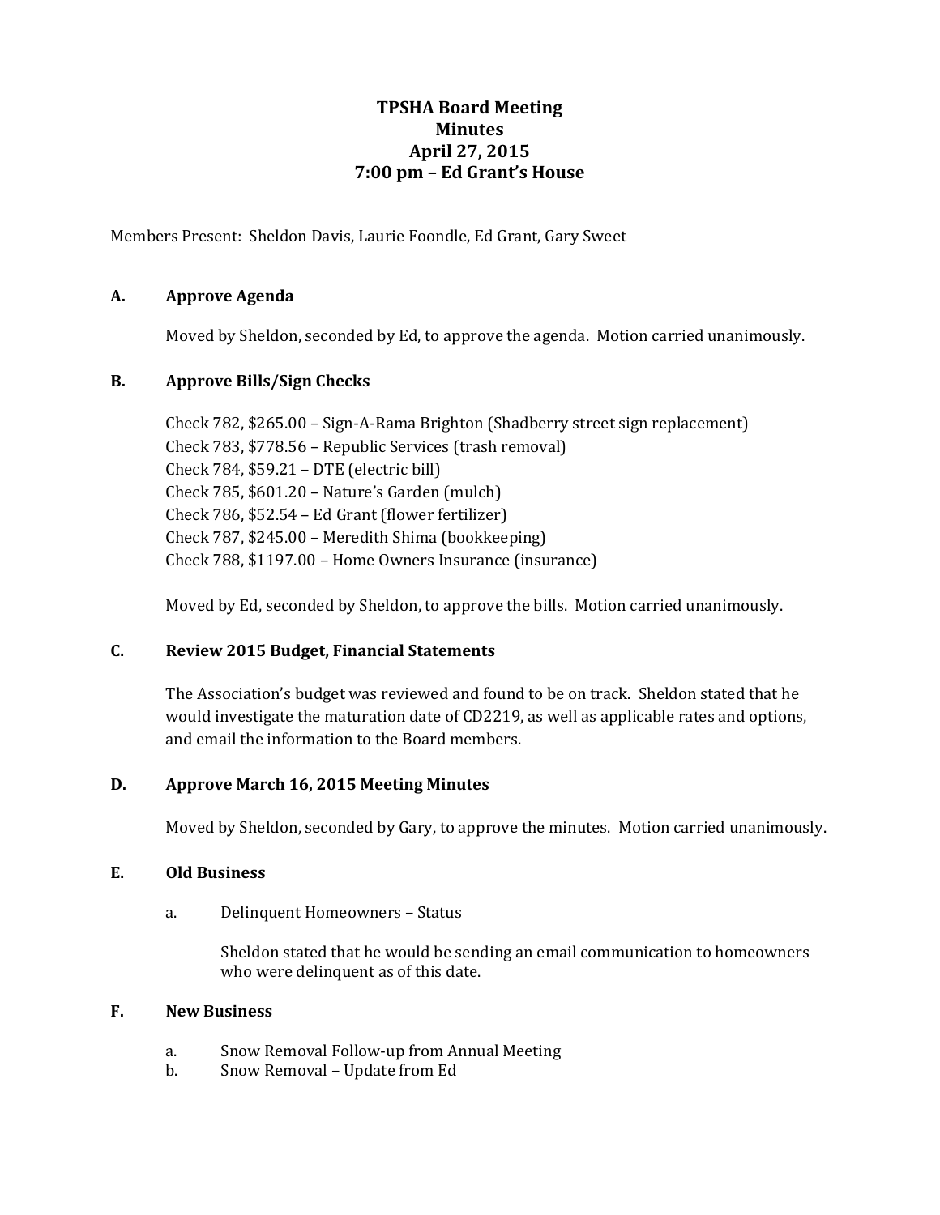# TPSHA Board Meeting
## Minutes
## April 27, 2015
## 7:00 pm – Ed Grant's House

Members Present: Sheldon Davis, Laurie Foondle, Ed Grant, Gary Sweet

### A. Approve Agenda

Moved by Sheldon, seconded by Ed, to approve the agenda. Motion carried unanimously.

### B. Approve Bills/Sign Checks

Check 782, $265.00 – Sign-A-Rama Brighton (Shadberry street sign replacement)
Check 783, $778.56 – Republic Services (trash removal)
Check 784, $59.21 – DTE (electric bill)
Check 785, $601.20 – Nature's Garden (mulch)
Check 786, $52.54 – Ed Grant (flower fertilizer)
Check 787, $245.00 – Meredith Shima (bookkeeping)
Check 788, $1197.00 – Home Owners Insurance (insurance)

Moved by Ed, seconded by Sheldon, to approve the bills. Motion carried unanimously.

### C. Review 2015 Budget, Financial Statements

The Association's budget was reviewed and found to be on track. Sheldon stated that he would investigate the maturation date of CD2219, as well as applicable rates and options, and email the information to the Board members.

### D. Approve March 16, 2015 Meeting Minutes

Moved by Sheldon, seconded by Gary, to approve the minutes. Motion carried unanimously.

### E. Old Business

a. Delinquent Homeowners – Status

Sheldon stated that he would be sending an email communication to homeowners who were delinquent as of this date.

### F. New Business

a. Snow Removal Follow-up from Annual Meeting
b. Snow Removal – Update from Ed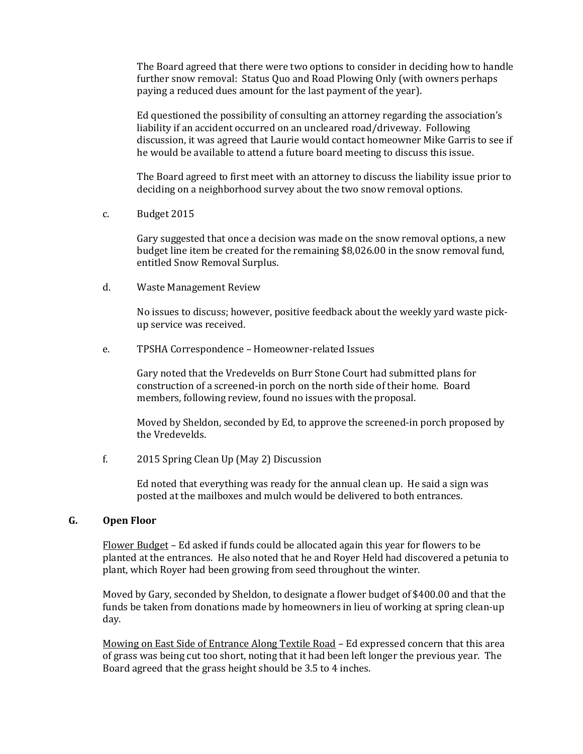The Board agreed that there were two options to consider in deciding how to handle further snow removal: Status Quo and Road Plowing Only (with owners perhaps paying a reduced dues amount for the last payment of the year).

Ed questioned the possibility of consulting an attorney regarding the association's liability if an accident occurred on an uncleared road/driveway. Following discussion, it was agreed that Laurie would contact homeowner Mike Garris to see if he would be available to attend a future board meeting to discuss this issue.

The Board agreed to first meet with an attorney to discuss the liability issue prior to deciding on a neighborhood survey about the two snow removal options.

c. Budget 2015

Gary suggested that once a decision was made on the snow removal options, a new budget line item be created for the remaining $8,026.00 in the snow removal fund, entitled Snow Removal Surplus.

d. Waste Management Review

No issues to discuss; however, positive feedback about the weekly yard waste pick-up service was received.

e. TPSHA Correspondence – Homeowner-related Issues

Gary noted that the Vredevelds on Burr Stone Court had submitted plans for construction of a screened-in porch on the north side of their home. Board members, following review, found no issues with the proposal.

Moved by Sheldon, seconded by Ed, to approve the screened-in porch proposed by the Vredevelds.

f. 2015 Spring Clean Up (May 2) Discussion

Ed noted that everything was ready for the annual clean up. He said a sign was posted at the mailboxes and mulch would be delivered to both entrances.

## G. Open Floor

Flower Budget – Ed asked if funds could be allocated again this year for flowers to be planted at the entrances. He also noted that he and Royer Held had discovered a petunia to plant, which Royer had been growing from seed throughout the winter.

Moved by Gary, seconded by Sheldon, to designate a flower budget of $400.00 and that the funds be taken from donations made by homeowners in lieu of working at spring clean-up day.

Mowing on East Side of Entrance Along Textile Road – Ed expressed concern that this area of grass was being cut too short, noting that it had been left longer the previous year. The Board agreed that the grass height should be 3.5 to 4 inches.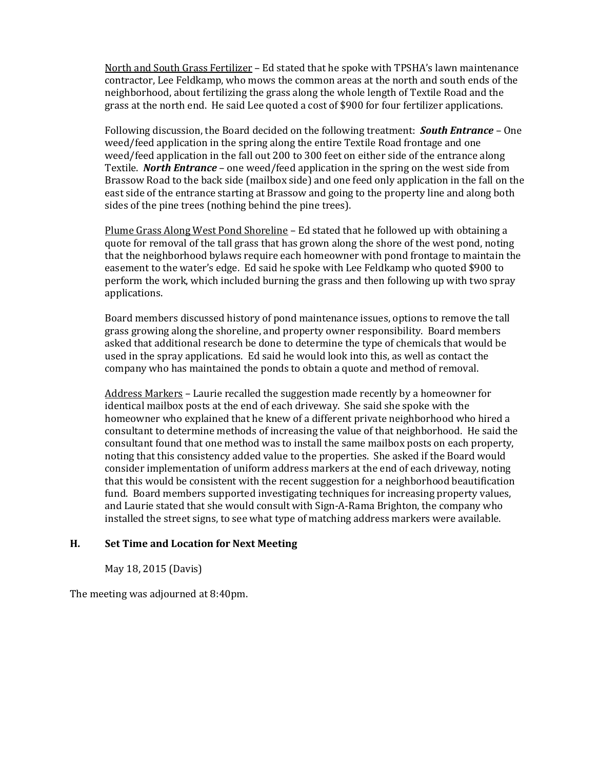<u>North and South Grass Fertilizer</u> – Ed stated that he spoke with TPSHA's lawn maintenance contractor, Lee Feldkamp, who mows the common areas at the north and south ends of the neighborhood, about fertilizing the grass along the whole length of Textile Road and the grass at the north end. He said Lee quoted a cost of $900 for four fertilizer applications.

Following discussion, the Board decided on the following treatment: ***South Entrance*** – One weed/feed application in the spring along the entire Textile Road frontage and one weed/feed application in the fall out 200 to 300 feet on either side of the entrance along Textile. ***North Entrance*** – one weed/feed application in the spring on the west side from Brassow Road to the back side (mailbox side) and one feed only application in the fall on the east side of the entrance starting at Brassow and going to the property line and along both sides of the pine trees (nothing behind the pine trees).

<u>Plume Grass Along West Pond Shoreline</u> – Ed stated that he followed up with obtaining a quote for removal of the tall grass that has grown along the shore of the west pond, noting that the neighborhood bylaws require each homeowner with pond frontage to maintain the easement to the water's edge. Ed said he spoke with Lee Feldkamp who quoted $900 to perform the work, which included burning the grass and then following up with two spray applications.

Board members discussed history of pond maintenance issues, options to remove the tall grass growing along the shoreline, and property owner responsibility. Board members asked that additional research be done to determine the type of chemicals that would be used in the spray applications. Ed said he would look into this, as well as contact the company who has maintained the ponds to obtain a quote and method of removal.

<u>Address Markers</u> – Laurie recalled the suggestion made recently by a homeowner for identical mailbox posts at the end of each driveway. She said she spoke with the homeowner who explained that he knew of a different private neighborhood who hired a consultant to determine methods of increasing the value of that neighborhood. He said the consultant found that one method was to install the same mailbox posts on each property, noting that this consistency added value to the properties. She asked if the Board would consider implementation of uniform address markers at the end of each driveway, noting that this would be consistent with the recent suggestion for a neighborhood beautification fund. Board members supported investigating techniques for increasing property values, and Laurie stated that she would consult with Sign-A-Rama Brighton, the company who installed the street signs, to see what type of matching address markers were available.

### H. Set Time and Location for Next Meeting

May 18, 2015 (Davis)

The meeting was adjourned at 8:40pm.